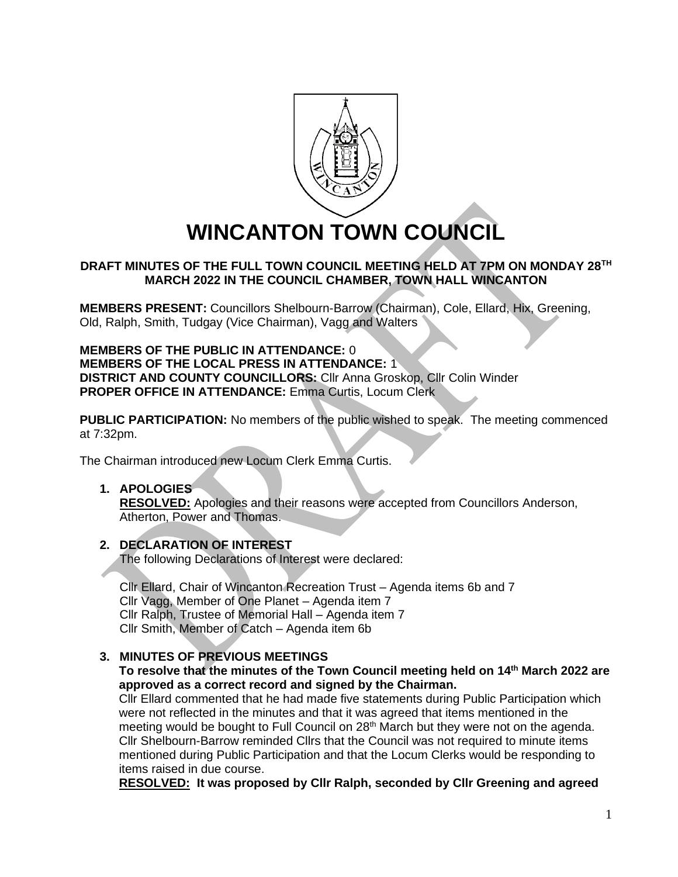# WINCANTON TOWN COUNCIL

**DRAFT MINUTES OF THE FULL TOWN COUNCIL MEETING HELD AT 7PM ON MONDAY 28TH MARCH 2022 IN THE COUNCIL CHAMBER, TOWN HALL WINCANTON**

**MEMBERS PRESENT:** Councillors Shelbourn-Barrow (Chairman), Cole, Ellard, Hix, Greening, Old, Ralph, Smith, Tudgay (Vice Chairman), Vagg and Walters

**MEMBERS OF THE PUBLIC IN ATTENDANCE:** 0
**MEMBERS OF THE LOCAL PRESS IN ATTENDANCE:** 1
**DISTRICT AND COUNTY COUNCILLORS:** Cllr Anna Groskop, Cllr Colin Winder
**PROPER OFFICE IN ATTENDANCE:** Emma Curtis, Locum Clerk

**PUBLIC PARTICIPATION:** No members of the public wished to speak. The meeting commenced at 7:32pm.

The Chairman introduced new Locum Clerk Emma Curtis.

1. **APOLOGIES**
   **RESOLVED:** Apologies and their reasons were accepted from Councillors Anderson, Atherton, Power and Thomas.

2. **DECLARATION OF INTEREST**
   The following Declarations of Interest were declared:

   Cllr Ellard, Chair of Wincanton Recreation Trust – Agenda items 6b and 7
   Cllr Vagg, Member of One Planet – Agenda item 7
   Cllr Ralph, Trustee of Memorial Hall – Agenda item 7
   Cllr Smith, Member of Catch – Agenda item 6b

3. **MINUTES OF PREVIOUS MEETINGS**
   **To resolve that the minutes of the Town Council meeting held on 14th March 2022 are approved as a correct record and signed by the Chairman.**
   Cllr Ellard commented that he had made five statements during Public Participation which were not reflected in the minutes and that it was agreed that items mentioned in the meeting would be bought to Full Council on 28th March but they were not on the agenda. Cllr Shelbourn-Barrow reminded Cllrs that the Council was not required to minute items mentioned during Public Participation and that the Locum Clerks would be responding to items raised in due course.
   **RESOLVED: It was proposed by Cllr Ralph, seconded by Cllr Greening and agreed**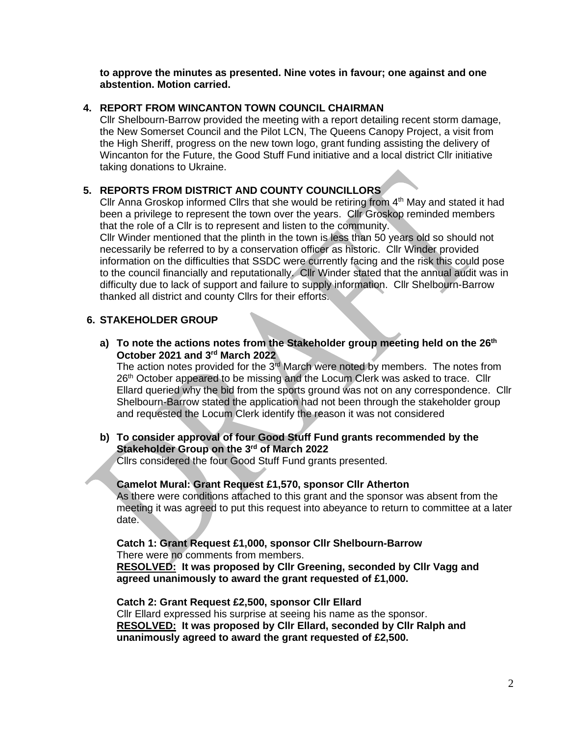**to approve the minutes as presented. Nine votes in favour; one against and one abstention. Motion carried.**

## 4. REPORT FROM WINCANTON TOWN COUNCIL CHAIRMAN

Cllr Shelbourn-Barrow provided the meeting with a report detailing recent storm damage, the New Somerset Council and the Pilot LCN, The Queens Canopy Project, a visit from the High Sheriff, progress on the new town logo, grant funding assisting the delivery of Wincanton for the Future, the Good Stuff Fund initiative and a local district Cllr initiative taking donations to Ukraine.

## 5. REPORTS FROM DISTRICT AND COUNTY COUNCILLORS

Cllr Anna Groskop informed Cllrs that she would be retiring from 4th May and stated it had been a privilege to represent the town over the years. Cllr Groskop reminded members that the role of a Cllr is to represent and listen to the community.
Cllr Winder mentioned that the plinth in the town is less than 50 years old so should not necessarily be referred to by a conservation officer as historic. Cllr Winder provided information on the difficulties that SSDC were currently facing and the risk this could pose to the council financially and reputationally. Cllr Winder stated that the annual audit was in difficulty due to lack of support and failure to supply information. Cllr Shelbourn-Barrow thanked all district and county Cllrs for their efforts.

## 6. STAKEHOLDER GROUP

**a) To note the actions notes from the Stakeholder group meeting held on the 26th October 2021 and 3rd March 2022**

The action notes provided for the 3rd March were noted by members. The notes from 26th October appeared to be missing and the Locum Clerk was asked to trace. Cllr Ellard queried why the bid from the sports ground was not on any correspondence. Cllr Shelbourn-Barrow stated the application had not been through the stakeholder group and requested the Locum Clerk identify the reason it was not considered

**b) To consider approval of four Good Stuff Fund grants recommended by the Stakeholder Group on the 3rd of March 2022**

Cllrs considered the four Good Stuff Fund grants presented.

**Camelot Mural: Grant Request £1,570, sponsor Cllr Atherton**
As there were conditions attached to this grant and the sponsor was absent from the meeting it was agreed to put this request into abeyance to return to committee at a later date.

**Catch 1: Grant Request £1,000, sponsor Cllr Shelbourn-Barrow**
There were no comments from members.
**RESOLVED: It was proposed by Cllr Greening, seconded by Cllr Vagg and agreed unanimously to award the grant requested of £1,000.**

**Catch 2: Grant Request £2,500, sponsor Cllr Ellard**
Cllr Ellard expressed his surprise at seeing his name as the sponsor.
**RESOLVED: It was proposed by Cllr Ellard, seconded by Cllr Ralph and unanimously agreed to award the grant requested of £2,500.**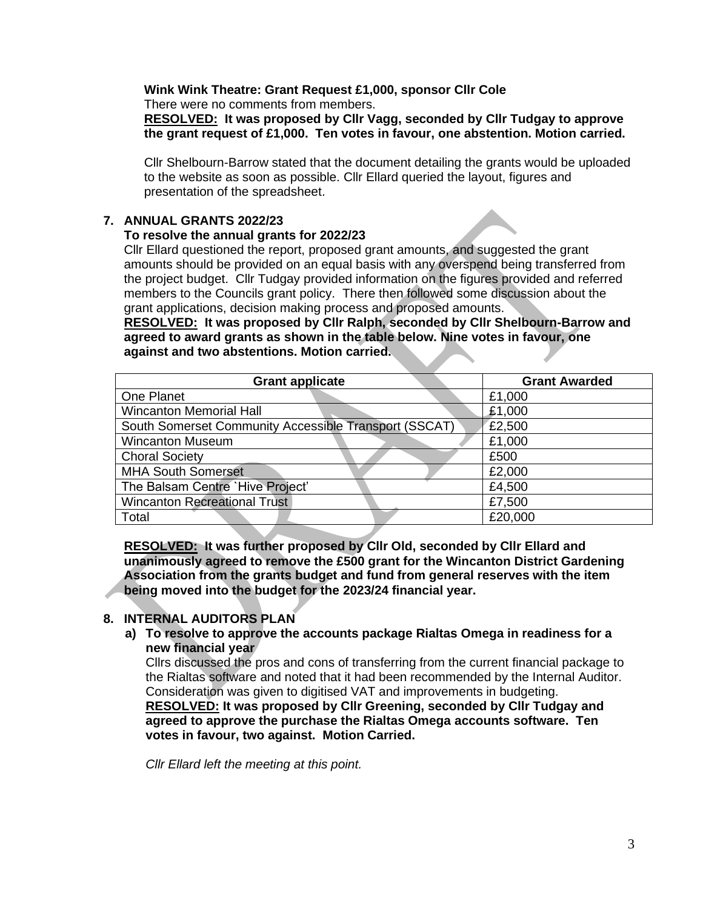**Wink Wink Theatre: Grant Request £1,000, sponsor Cllr Cole**

There were no comments from members.

**RESOLVED: It was proposed by Cllr Vagg, seconded by Cllr Tudgay to approve the grant request of £1,000. Ten votes in favour, one abstention. Motion carried.**

Cllr Shelbourn-Barrow stated that the document detailing the grants would be uploaded to the website as soon as possible. Cllr Ellard queried the layout, figures and presentation of the spreadsheet.

## 7. ANNUAL GRANTS 2022/23

**To resolve the annual grants for 2022/23**

Cllr Ellard questioned the report, proposed grant amounts, and suggested the grant amounts should be provided on an equal basis with any overspend being transferred from the project budget. Cllr Tudgay provided information on the figures provided and referred members to the Councils grant policy. There then followed some discussion about the grant applications, decision making process and proposed amounts.

**RESOLVED: It was proposed by Cllr Ralph, seconded by Cllr Shelbourn-Barrow and agreed to award grants as shown in the table below. Nine votes in favour, one against and two abstentions. Motion carried.**

| Grant applicate | Grant Awarded |
|---|---|
| One Planet | £1,000 |
| Wincanton Memorial Hall | £1,000 |
| South Somerset Community Accessible Transport (SSCAT) | £2,500 |
| Wincanton Museum | £1,000 |
| Choral Society | £500 |
| MHA South Somerset | £2,000 |
| The Balsam Centre `Hive Project' | £4,500 |
| Wincanton Recreational Trust | £7,500 |
| Total | £20,000 |

**RESOLVED: It was further proposed by Cllr Old, seconded by Cllr Ellard and unanimously agreed to remove the £500 grant for the Wincanton District Gardening Association from the grants budget and fund from general reserves with the item being moved into the budget for the 2023/24 financial year.**

## 8. INTERNAL AUDITORS PLAN

**a) To resolve to approve the accounts package Rialtas Omega in readiness for a new financial year**

Cllrs discussed the pros and cons of transferring from the current financial package to the Rialtas software and noted that it had been recommended by the Internal Auditor. Consideration was given to digitised VAT and improvements in budgeting.

**RESOLVED: It was proposed by Cllr Greening, seconded by Cllr Tudgay and agreed to approve the purchase the Rialtas Omega accounts software. Ten votes in favour, two against. Motion Carried.**

*Cllr Ellard left the meeting at this point.*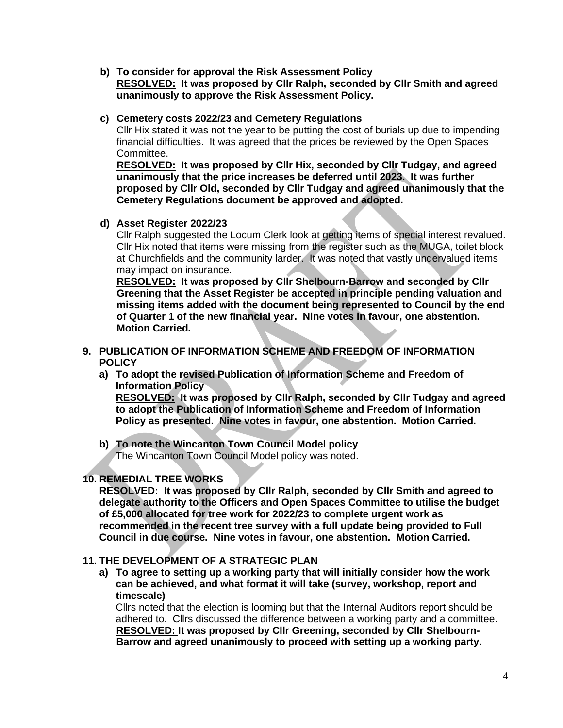**b) To consider for approval the Risk Assessment Policy**
**<u>RESOLVED:</u> It was proposed by Cllr Ralph, seconded by Cllr Smith and agreed unanimously to approve the Risk Assessment Policy.**

**c) Cemetery costs 2022/23 and Cemetery Regulations**
Cllr Hix stated it was not the year to be putting the cost of burials up due to impending financial difficulties. It was agreed that the prices be reviewed by the Open Spaces Committee.
**<u>RESOLVED:</u> It was proposed by Cllr Hix, seconded by Cllr Tudgay, and agreed unanimously that the price increases be deferred until 2023. It was further proposed by Cllr Old, seconded by Cllr Tudgay and agreed unanimously that the Cemetery Regulations document be approved and adopted.**

**d) Asset Register 2022/23**
Cllr Ralph suggested the Locum Clerk look at getting items of special interest revalued. Cllr Hix noted that items were missing from the register such as the MUGA, toilet block at Churchfields and the community larder. It was noted that vastly undervalued items may impact on insurance.
**<u>RESOLVED:</u> It was proposed by Cllr Shelbourn-Barrow and seconded by Cllr Greening that the Asset Register be accepted in principle pending valuation and missing items added with the document being represented to Council by the end of Quarter 1 of the new financial year. Nine votes in favour, one abstention. Motion Carried.**

## 9. PUBLICATION OF INFORMATION SCHEME AND FREEDOM OF INFORMATION POLICY

**a) To adopt the revised Publication of Information Scheme and Freedom of Information Policy**
**<u>RESOLVED:</u> It was proposed by Cllr Ralph, seconded by Cllr Tudgay and agreed to adopt the Publication of Information Scheme and Freedom of Information Policy as presented. Nine votes in favour, one abstention. Motion Carried.**

**b) To note the Wincanton Town Council Model policy**
The Wincanton Town Council Model policy was noted.

## 10. REMEDIAL TREE WORKS

**<u>RESOLVED:</u> It was proposed by Cllr Ralph, seconded by Cllr Smith and agreed to delegate authority to the Officers and Open Spaces Committee to utilise the budget of £5,000 allocated for tree work for 2022/23 to complete urgent work as recommended in the recent tree survey with a full update being provided to Full Council in due course. Nine votes in favour, one abstention. Motion Carried.**

## 11. THE DEVELOPMENT OF A STRATEGIC PLAN

**a) To agree to setting up a working party that will initially consider how the work can be achieved, and what format it will take (survey, workshop, report and timescale)**
Cllrs noted that the election is looming but that the Internal Auditors report should be adhered to. Cllrs discussed the difference between a working party and a committee.
**<u>RESOLVED:</u> It was proposed by Cllr Greening, seconded by Cllr Shelbourn-Barrow and agreed unanimously to proceed with setting up a working party.**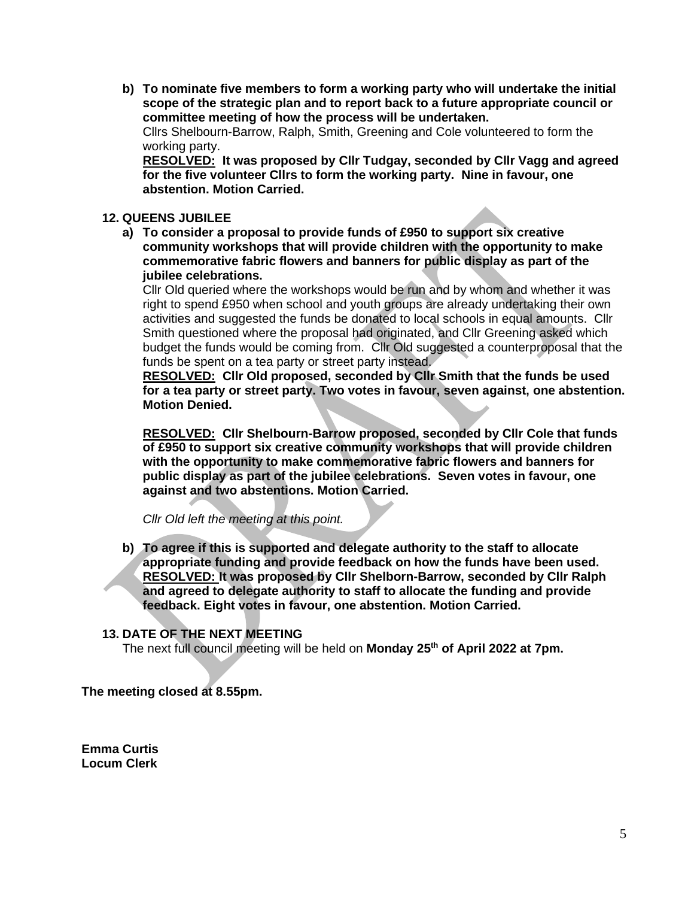**b) To nominate five members to form a working party who will undertake the initial scope of the strategic plan and to report back to a future appropriate council or committee meeting of how the process will be undertaken.**

Cllrs Shelbourn-Barrow, Ralph, Smith, Greening and Cole volunteered to form the working party.

**<u>RESOLVED:</u> It was proposed by Cllr Tudgay, seconded by Cllr Vagg and agreed for the five volunteer Cllrs to form the working party. Nine in favour, one abstention. Motion Carried.**

## 12. QUEENS JUBILEE

**a) To consider a proposal to provide funds of £950 to support six creative community workshops that will provide children with the opportunity to make commemorative fabric flowers and banners for public display as part of the jubilee celebrations.**

Cllr Old queried where the workshops would be run and by whom and whether it was right to spend £950 when school and youth groups are already undertaking their own activities and suggested the funds be donated to local schools in equal amounts. Cllr Smith questioned where the proposal had originated, and Cllr Greening asked which budget the funds would be coming from. Cllr Old suggested a counterproposal that the funds be spent on a tea party or street party instead.

**<u>RESOLVED:</u> Cllr Old proposed, seconded by Cllr Smith that the funds be used for a tea party or street party. Two votes in favour, seven against, one abstention. Motion Denied.**

**<u>RESOLVED:</u> Cllr Shelbourn-Barrow proposed, seconded by Cllr Cole that funds of £950 to support six creative community workshops that will provide children with the opportunity to make commemorative fabric flowers and banners for public display as part of the jubilee celebrations. Seven votes in favour, one against and two abstentions. Motion Carried.**

*Cllr Old left the meeting at this point.*

**b) To agree if this is supported and delegate authority to the staff to allocate appropriate funding and provide feedback on how the funds have been used.**

**<u>RESOLVED:</u> It was proposed by Cllr Shelborn-Barrow, seconded by Cllr Ralph and agreed to delegate authority to staff to allocate the funding and provide feedback. Eight votes in favour, one abstention. Motion Carried.**

## 13. DATE OF THE NEXT MEETING

The next full council meeting will be held on **Monday 25th of April 2022 at 7pm.**

**The meeting closed at 8.55pm.**

**Emma Curtis**
**Locum Clerk**